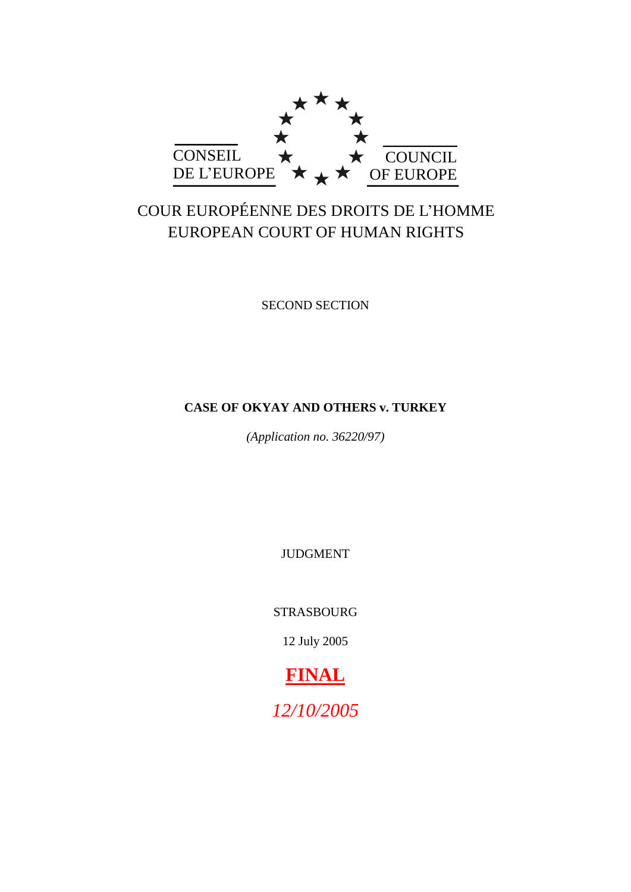CONSEIL DE L'EUROPE

COUNCIL OF EUROPE

COUR EUROPÉENNE DES DROITS DE L'HOMME
EUROPEAN COURT OF HUMAN RIGHTS

SECOND SECTION

**CASE OF OKYAY AND OTHERS v. TURKEY**

*(Application no. 36220/97)*

JUDGMENT

STRASBOURG

12 July 2005

**FINAL**

*12/10/2005*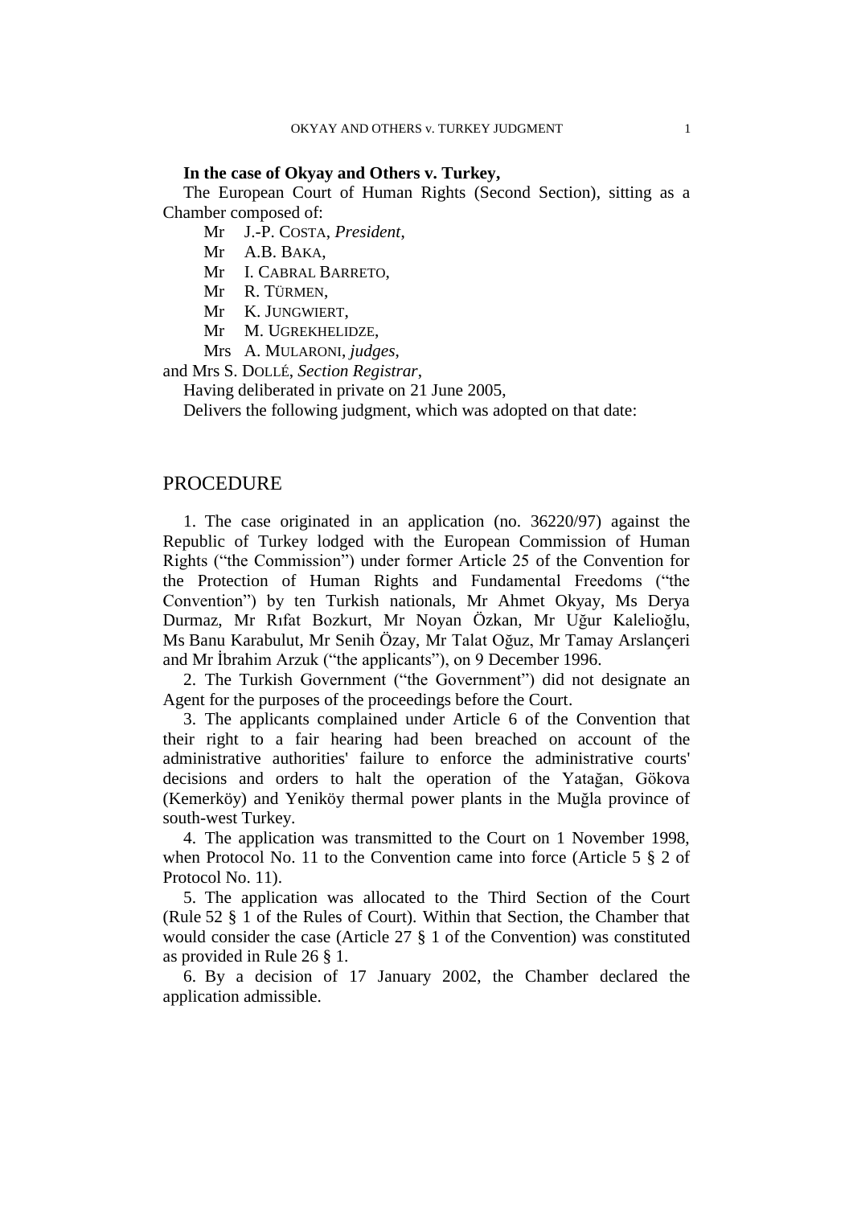**In the case of Okyay and Others v. Turkey,**

The European Court of Human Rights (Second Section), sitting as a Chamber composed of:

Mr J.-P. COSTA, *President*,
Mr A.B. BAKA,
Mr I. CABRAL BARRETO,
Mr R. TÜRMEN,
Mr K. JUNGWIERT,
Mr M. UGREKHELIDZE,
Mrs A. MULARONI, *judges*,

and Mrs S. DOLLÉ, *Section Registrar*,

Having deliberated in private on 21 June 2005,

Delivers the following judgment, which was adopted on that date:

## PROCEDURE

1. The case originated in an application (no. 36220/97) against the Republic of Turkey lodged with the European Commission of Human Rights ("the Commission") under former Article 25 of the Convention for the Protection of Human Rights and Fundamental Freedoms ("the Convention") by ten Turkish nationals, Mr Ahmet Okyay, Ms Derya Durmaz, Mr Rıfat Bozkurt, Mr Noyan Özkan, Mr Uğur Kalelioğlu, Ms Banu Karabulut, Mr Senih Özay, Mr Talat Oğuz, Mr Tamay Arslançeri and Mr İbrahim Arzuk ("the applicants"), on 9 December 1996.

2. The Turkish Government ("the Government") did not designate an Agent for the purposes of the proceedings before the Court.

3. The applicants complained under Article 6 of the Convention that their right to a fair hearing had been breached on account of the administrative authorities' failure to enforce the administrative courts' decisions and orders to halt the operation of the Yatağan, Gökova (Kemerköy) and Yeniköy thermal power plants in the Muğla province of south-west Turkey.

4. The application was transmitted to the Court on 1 November 1998, when Protocol No. 11 to the Convention came into force (Article 5 § 2 of Protocol No. 11).

5. The application was allocated to the Third Section of the Court (Rule 52 § 1 of the Rules of Court). Within that Section, the Chamber that would consider the case (Article 27 § 1 of the Convention) was constituted as provided in Rule 26 § 1.

6. By a decision of 17 January 2002, the Chamber declared the application admissible.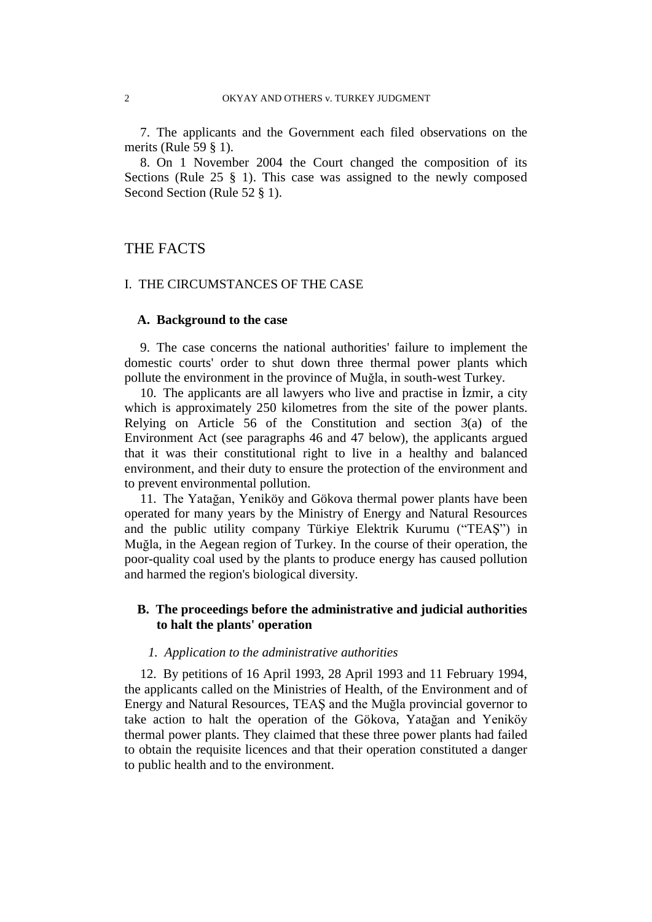7. The applicants and the Government each filed observations on the merits (Rule 59 § 1).

8. On 1 November 2004 the Court changed the composition of its Sections (Rule 25 § 1). This case was assigned to the newly composed Second Section (Rule 52 § 1).

# THE FACTS

## I. THE CIRCUMSTANCES OF THE CASE

### A. Background to the case

9. The case concerns the national authorities' failure to implement the domestic courts' order to shut down three thermal power plants which pollute the environment in the province of Muğla, in south-west Turkey.

10. The applicants are all lawyers who live and practise in İzmir, a city which is approximately 250 kilometres from the site of the power plants. Relying on Article 56 of the Constitution and section 3(a) of the Environment Act (see paragraphs 46 and 47 below), the applicants argued that it was their constitutional right to live in a healthy and balanced environment, and their duty to ensure the protection of the environment and to prevent environmental pollution.

11. The Yatağan, Yeniköy and Gökova thermal power plants have been operated for many years by the Ministry of Energy and Natural Resources and the public utility company Türkiye Elektrik Kurumu ("TEAŞ") in Muğla, in the Aegean region of Turkey. In the course of their operation, the poor-quality coal used by the plants to produce energy has caused pollution and harmed the region's biological diversity.

### B. The proceedings before the administrative and judicial authorities to halt the plants' operation

#### *1. Application to the administrative authorities*

12. By petitions of 16 April 1993, 28 April 1993 and 11 February 1994, the applicants called on the Ministries of Health, of the Environment and of Energy and Natural Resources, TEAŞ and the Muğla provincial governor to take action to halt the operation of the Gökova, Yatağan and Yeniköy thermal power plants. They claimed that these three power plants had failed to obtain the requisite licences and that their operation constituted a danger to public health and to the environment.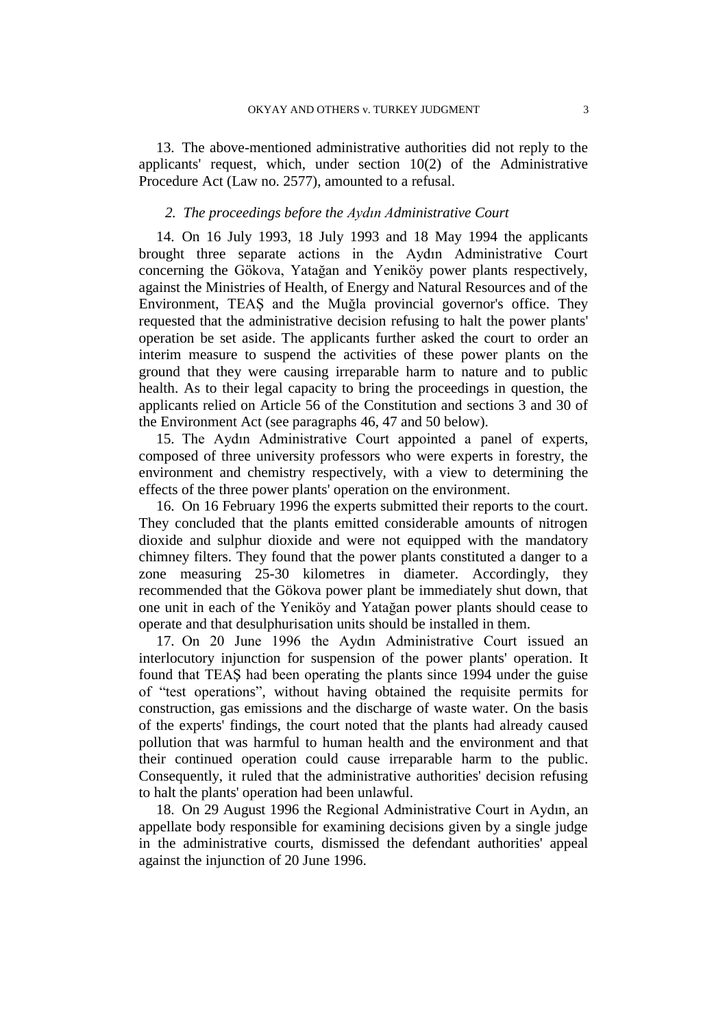13. The above-mentioned administrative authorities did not reply to the applicants' request, which, under section 10(2) of the Administrative Procedure Act (Law no. 2577), amounted to a refusal.

### *2. The proceedings before the Aydın Administrative Court*

14. On 16 July 1993, 18 July 1993 and 18 May 1994 the applicants brought three separate actions in the Aydın Administrative Court concerning the Gökova, Yatağan and Yeniköy power plants respectively, against the Ministries of Health, of Energy and Natural Resources and of the Environment, TEAŞ and the Muğla provincial governor's office. They requested that the administrative decision refusing to halt the power plants' operation be set aside. The applicants further asked the court to order an interim measure to suspend the activities of these power plants on the ground that they were causing irreparable harm to nature and to public health. As to their legal capacity to bring the proceedings in question, the applicants relied on Article 56 of the Constitution and sections 3 and 30 of the Environment Act (see paragraphs 46, 47 and 50 below).

15. The Aydın Administrative Court appointed a panel of experts, composed of three university professors who were experts in forestry, the environment and chemistry respectively, with a view to determining the effects of the three power plants' operation on the environment.

16. On 16 February 1996 the experts submitted their reports to the court. They concluded that the plants emitted considerable amounts of nitrogen dioxide and sulphur dioxide and were not equipped with the mandatory chimney filters. They found that the power plants constituted a danger to a zone measuring 25-30 kilometres in diameter. Accordingly, they recommended that the Gökova power plant be immediately shut down, that one unit in each of the Yeniköy and Yatağan power plants should cease to operate and that desulphurisation units should be installed in them.

17. On 20 June 1996 the Aydın Administrative Court issued an interlocutory injunction for suspension of the power plants' operation. It found that TEAŞ had been operating the plants since 1994 under the guise of "test operations", without having obtained the requisite permits for construction, gas emissions and the discharge of waste water. On the basis of the experts' findings, the court noted that the plants had already caused pollution that was harmful to human health and the environment and that their continued operation could cause irreparable harm to the public. Consequently, it ruled that the administrative authorities' decision refusing to halt the plants' operation had been unlawful.

18. On 29 August 1996 the Regional Administrative Court in Aydın, an appellate body responsible for examining decisions given by a single judge in the administrative courts, dismissed the defendant authorities' appeal against the injunction of 20 June 1996.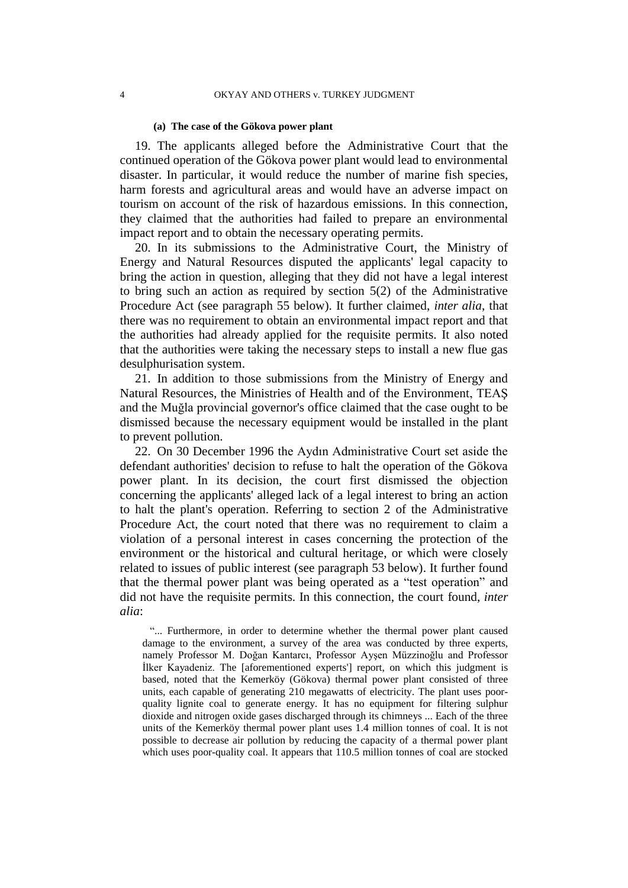#### (a) The case of the Gökova power plant

19. The applicants alleged before the Administrative Court that the continued operation of the Gökova power plant would lead to environmental disaster. In particular, it would reduce the number of marine fish species, harm forests and agricultural areas and would have an adverse impact on tourism on account of the risk of hazardous emissions. In this connection, they claimed that the authorities had failed to prepare an environmental impact report and to obtain the necessary operating permits.

20. In its submissions to the Administrative Court, the Ministry of Energy and Natural Resources disputed the applicants' legal capacity to bring the action in question, alleging that they did not have a legal interest to bring such an action as required by section 5(2) of the Administrative Procedure Act (see paragraph 55 below). It further claimed, *inter alia*, that there was no requirement to obtain an environmental impact report and that the authorities had already applied for the requisite permits. It also noted that the authorities were taking the necessary steps to install a new flue gas desulphurisation system.

21. In addition to those submissions from the Ministry of Energy and Natural Resources, the Ministries of Health and of the Environment, TEAŞ and the Muğla provincial governor's office claimed that the case ought to be dismissed because the necessary equipment would be installed in the plant to prevent pollution.

22. On 30 December 1996 the Aydın Administrative Court set aside the defendant authorities' decision to refuse to halt the operation of the Gökova power plant. In its decision, the court first dismissed the objection concerning the applicants' alleged lack of a legal interest to bring an action to halt the plant's operation. Referring to section 2 of the Administrative Procedure Act, the court noted that there was no requirement to claim a violation of a personal interest in cases concerning the protection of the environment or the historical and cultural heritage, or which were closely related to issues of public interest (see paragraph 53 below). It further found that the thermal power plant was being operated as a "test operation" and did not have the requisite permits. In this connection, the court found, *inter alia*:

> "... Furthermore, in order to determine whether the thermal power plant caused damage to the environment, a survey of the area was conducted by three experts, namely Professor M. Doğan Kantarcı, Professor Ayşen Müzzinoğlu and Professor İlker Kayadeniz. The [aforementioned experts'] report, on which this judgment is based, noted that the Kemerköy (Gökova) thermal power plant consisted of three units, each capable of generating 210 megawatts of electricity. The plant uses poor-quality lignite coal to generate energy. It has no equipment for filtering sulphur dioxide and nitrogen oxide gases discharged through its chimneys ... Each of the three units of the Kemerköy thermal power plant uses 1.4 million tonnes of coal. It is not possible to decrease air pollution by reducing the capacity of a thermal power plant which uses poor-quality coal. It appears that 110.5 million tonnes of coal are stocked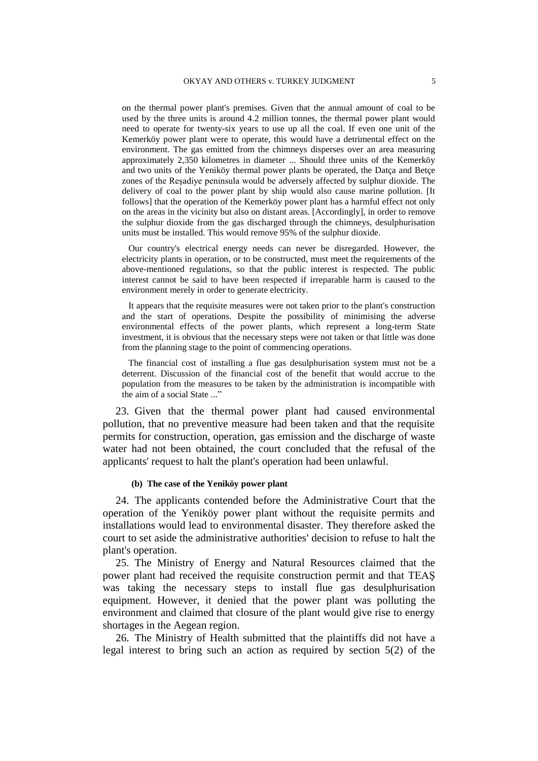> on the thermal power plant's premises. Given that the annual amount of coal to be used by the three units is around 4.2 million tonnes, the thermal power plant would need to operate for twenty-six years to use up all the coal. If even one unit of the Kemerköy power plant were to operate, this would have a detrimental effect on the environment. The gas emitted from the chimneys disperses over an area measuring approximately 2,350 kilometres in diameter ... Should three units of the Kemerköy and two units of the Yeniköy thermal power plants be operated, the Datça and Betçe zones of the Reşadiye peninsula would be adversely affected by sulphur dioxide. The delivery of coal to the power plant by ship would also cause marine pollution. [It follows] that the operation of the Kemerköy power plant has a harmful effect not only on the areas in the vicinity but also on distant areas. [Accordingly], in order to remove the sulphur dioxide from the gas discharged through the chimneys, desulphurisation units must be installed. This would remove 95% of the sulphur dioxide.
>
> Our country's electrical energy needs can never be disregarded. However, the electricity plants in operation, or to be constructed, must meet the requirements of the above-mentioned regulations, so that the public interest is respected. The public interest cannot be said to have been respected if irreparable harm is caused to the environment merely in order to generate electricity.
>
> It appears that the requisite measures were not taken prior to the plant's construction and the start of operations. Despite the possibility of minimising the adverse environmental effects of the power plants, which represent a long-term State investment, it is obvious that the necessary steps were not taken or that little was done from the planning stage to the point of commencing operations.
>
> The financial cost of installing a flue gas desulphurisation system must not be a deterrent. Discussion of the financial cost of the benefit that would accrue to the population from the measures to be taken by the administration is incompatible with the aim of a social State ..."

23. Given that the thermal power plant had caused environmental pollution, that no preventive measure had been taken and that the requisite permits for construction, operation, gas emission and the discharge of waste water had not been obtained, the court concluded that the refusal of the applicants' request to halt the plant's operation had been unlawful.

#### (b) The case of the Yeniköy power plant

24. The applicants contended before the Administrative Court that the operation of the Yeniköy power plant without the requisite permits and installations would lead to environmental disaster. They therefore asked the court to set aside the administrative authorities' decision to refuse to halt the plant's operation.

25. The Ministry of Energy and Natural Resources claimed that the power plant had received the requisite construction permit and that TEAŞ was taking the necessary steps to install flue gas desulphurisation equipment. However, it denied that the power plant was polluting the environment and claimed that closure of the plant would give rise to energy shortages in the Aegean region.

26. The Ministry of Health submitted that the plaintiffs did not have a legal interest to bring such an action as required by section 5(2) of the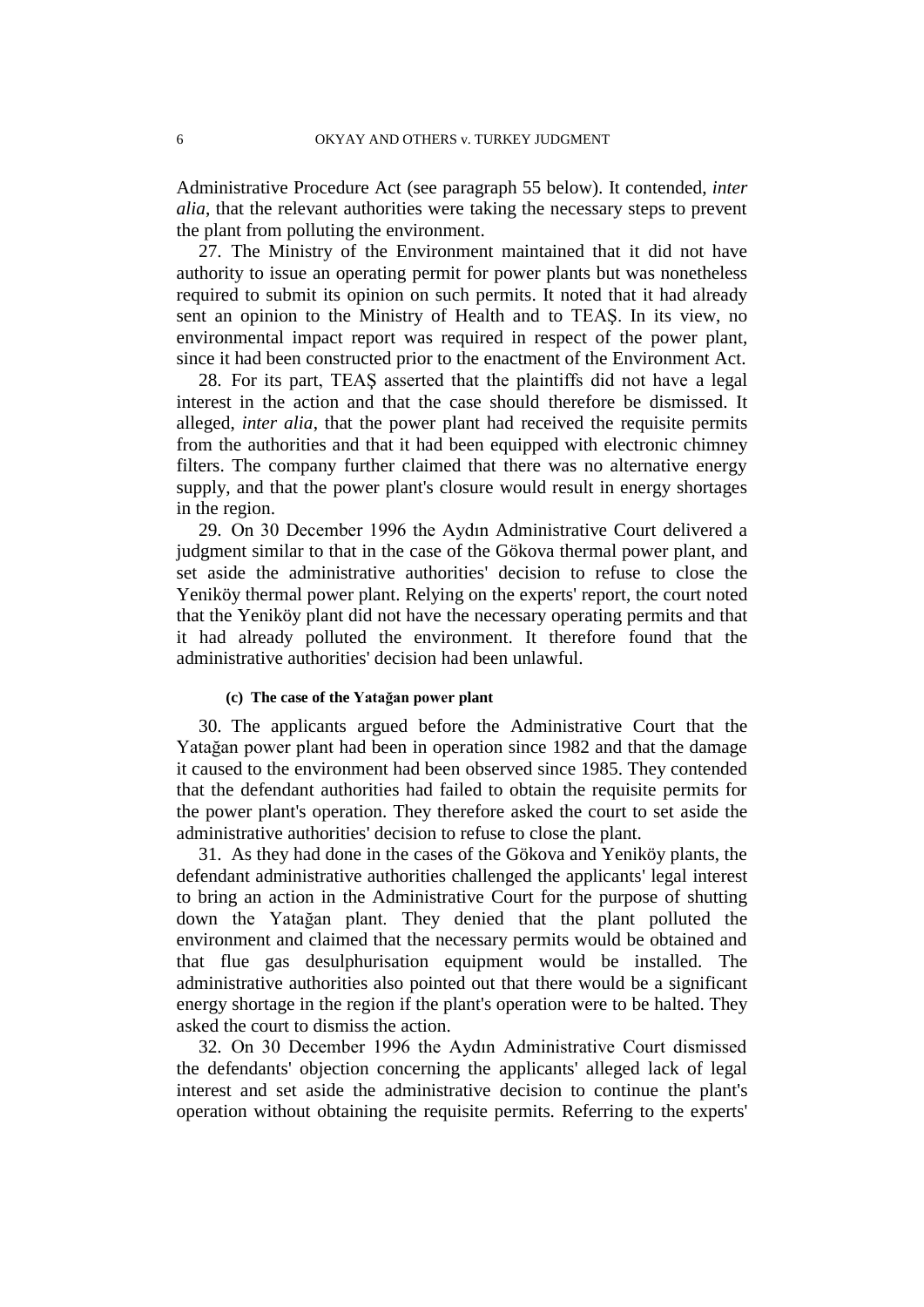Administrative Procedure Act (see paragraph 55 below). It contended, *inter alia*, that the relevant authorities were taking the necessary steps to prevent the plant from polluting the environment.

27. The Ministry of the Environment maintained that it did not have authority to issue an operating permit for power plants but was nonetheless required to submit its opinion on such permits. It noted that it had already sent an opinion to the Ministry of Health and to TEAŞ. In its view, no environmental impact report was required in respect of the power plant, since it had been constructed prior to the enactment of the Environment Act.

28. For its part, TEAŞ asserted that the plaintiffs did not have a legal interest in the action and that the case should therefore be dismissed. It alleged, *inter alia*, that the power plant had received the requisite permits from the authorities and that it had been equipped with electronic chimney filters. The company further claimed that there was no alternative energy supply, and that the power plant's closure would result in energy shortages in the region.

29. On 30 December 1996 the Aydın Administrative Court delivered a judgment similar to that in the case of the Gökova thermal power plant, and set aside the administrative authorities' decision to refuse to close the Yeniköy thermal power plant. Relying on the experts' report, the court noted that the Yeniköy plant did not have the necessary operating permits and that it had already polluted the environment. It therefore found that the administrative authorities' decision had been unlawful.

#### (c) The case of the Yatağan power plant

30. The applicants argued before the Administrative Court that the Yatağan power plant had been in operation since 1982 and that the damage it caused to the environment had been observed since 1985. They contended that the defendant authorities had failed to obtain the requisite permits for the power plant's operation. They therefore asked the court to set aside the administrative authorities' decision to refuse to close the plant.

31. As they had done in the cases of the Gökova and Yeniköy plants, the defendant administrative authorities challenged the applicants' legal interest to bring an action in the Administrative Court for the purpose of shutting down the Yatağan plant. They denied that the plant polluted the environment and claimed that the necessary permits would be obtained and that flue gas desulphurisation equipment would be installed. The administrative authorities also pointed out that there would be a significant energy shortage in the region if the plant's operation were to be halted. They asked the court to dismiss the action.

32. On 30 December 1996 the Aydın Administrative Court dismissed the defendants' objection concerning the applicants' alleged lack of legal interest and set aside the administrative decision to continue the plant's operation without obtaining the requisite permits. Referring to the experts'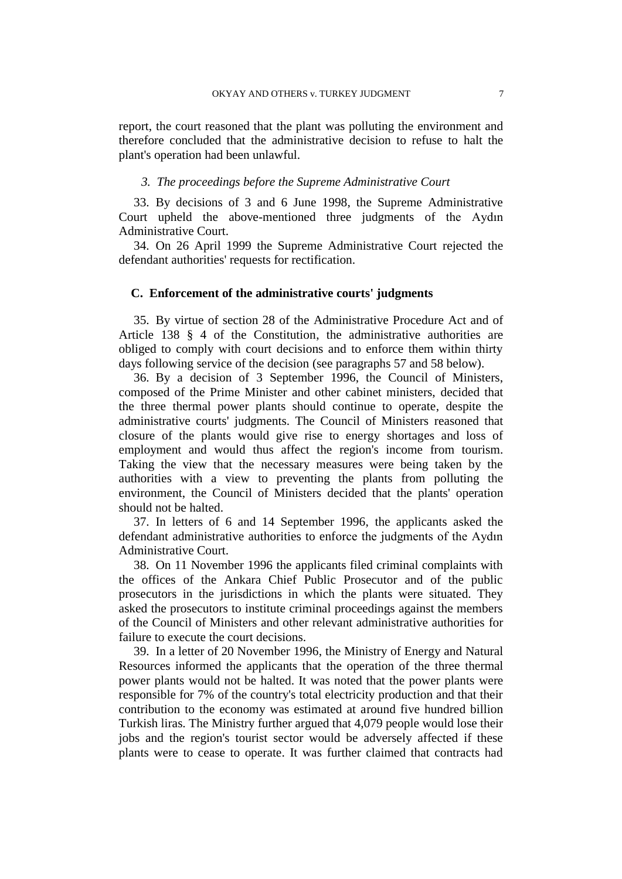report, the court reasoned that the plant was polluting the environment and therefore concluded that the administrative decision to refuse to halt the plant's operation had been unlawful.

### *3. The proceedings before the Supreme Administrative Court*

33. By decisions of 3 and 6 June 1998, the Supreme Administrative Court upheld the above-mentioned three judgments of the Aydın Administrative Court.

34. On 26 April 1999 the Supreme Administrative Court rejected the defendant authorities' requests for rectification.

## C. Enforcement of the administrative courts' judgments

35. By virtue of section 28 of the Administrative Procedure Act and of Article 138 § 4 of the Constitution, the administrative authorities are obliged to comply with court decisions and to enforce them within thirty days following service of the decision (see paragraphs 57 and 58 below).

36. By a decision of 3 September 1996, the Council of Ministers, composed of the Prime Minister and other cabinet ministers, decided that the three thermal power plants should continue to operate, despite the administrative courts' judgments. The Council of Ministers reasoned that closure of the plants would give rise to energy shortages and loss of employment and would thus affect the region's income from tourism. Taking the view that the necessary measures were being taken by the authorities with a view to preventing the plants from polluting the environment, the Council of Ministers decided that the plants' operation should not be halted.

37. In letters of 6 and 14 September 1996, the applicants asked the defendant administrative authorities to enforce the judgments of the Aydın Administrative Court.

38. On 11 November 1996 the applicants filed criminal complaints with the offices of the Ankara Chief Public Prosecutor and of the public prosecutors in the jurisdictions in which the plants were situated. They asked the prosecutors to institute criminal proceedings against the members of the Council of Ministers and other relevant administrative authorities for failure to execute the court decisions.

39. In a letter of 20 November 1996, the Ministry of Energy and Natural Resources informed the applicants that the operation of the three thermal power plants would not be halted. It was noted that the power plants were responsible for 7% of the country's total electricity production and that their contribution to the economy was estimated at around five hundred billion Turkish liras. The Ministry further argued that 4,079 people would lose their jobs and the region's tourist sector would be adversely affected if these plants were to cease to operate. It was further claimed that contracts had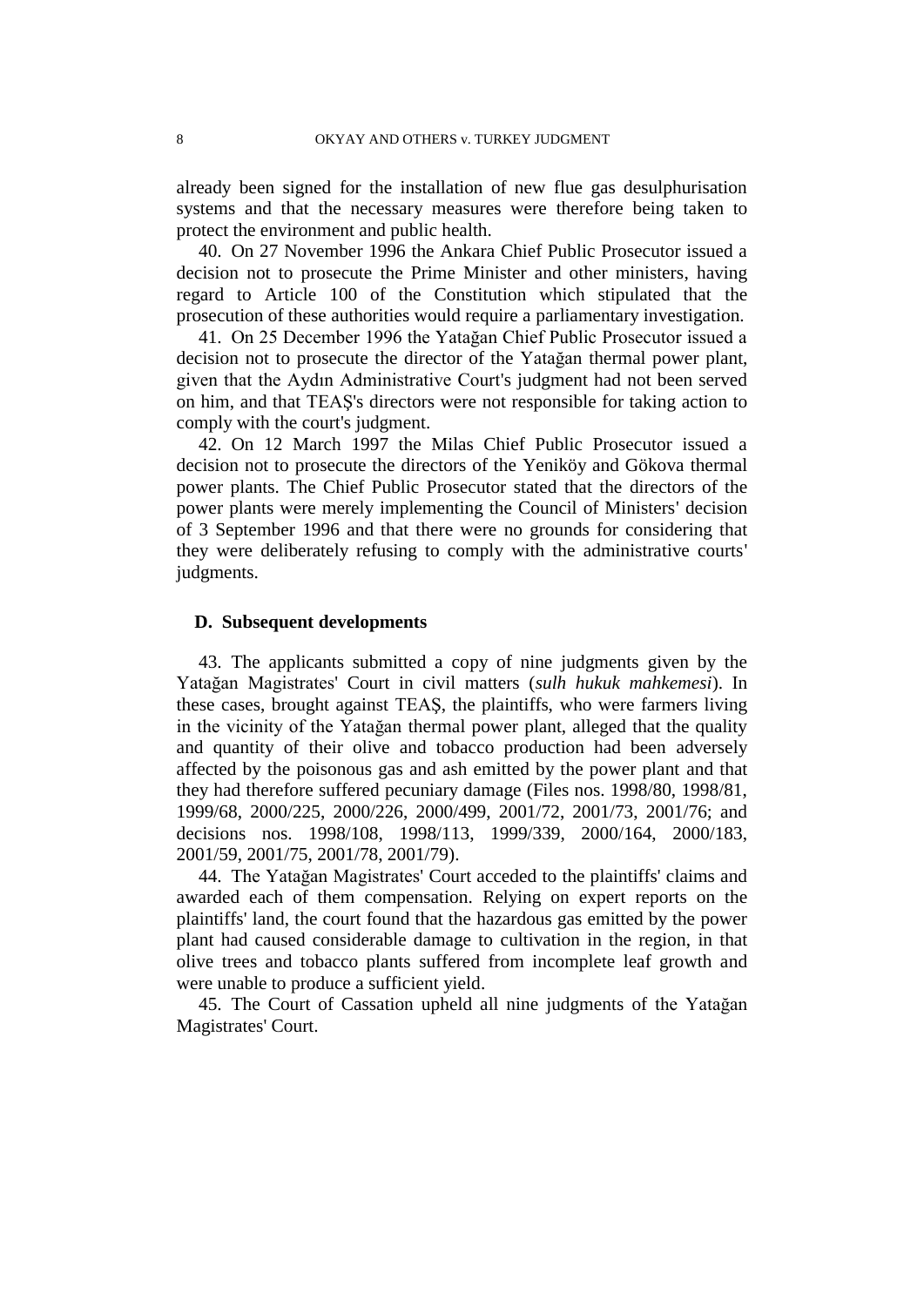already been signed for the installation of new flue gas desulphurisation systems and that the necessary measures were therefore being taken to protect the environment and public health.

40. On 27 November 1996 the Ankara Chief Public Prosecutor issued a decision not to prosecute the Prime Minister and other ministers, having regard to Article 100 of the Constitution which stipulated that the prosecution of these authorities would require a parliamentary investigation.

41. On 25 December 1996 the Yatağan Chief Public Prosecutor issued a decision not to prosecute the director of the Yatağan thermal power plant, given that the Aydın Administrative Court's judgment had not been served on him, and that TEAŞ's directors were not responsible for taking action to comply with the court's judgment.

42. On 12 March 1997 the Milas Chief Public Prosecutor issued a decision not to prosecute the directors of the Yeniköy and Gökova thermal power plants. The Chief Public Prosecutor stated that the directors of the power plants were merely implementing the Council of Ministers' decision of 3 September 1996 and that there were no grounds for considering that they were deliberately refusing to comply with the administrative courts' judgments.

### D. Subsequent developments

43. The applicants submitted a copy of nine judgments given by the Yatağan Magistrates' Court in civil matters (*sulh hukuk mahkemesi*). In these cases, brought against TEAŞ, the plaintiffs, who were farmers living in the vicinity of the Yatağan thermal power plant, alleged that the quality and quantity of their olive and tobacco production had been adversely affected by the poisonous gas and ash emitted by the power plant and that they had therefore suffered pecuniary damage (Files nos. 1998/80, 1998/81, 1999/68, 2000/225, 2000/226, 2000/499, 2001/72, 2001/73, 2001/76; and decisions nos. 1998/108, 1998/113, 1999/339, 2000/164, 2000/183, 2001/59, 2001/75, 2001/78, 2001/79).

44. The Yatağan Magistrates' Court acceded to the plaintiffs' claims and awarded each of them compensation. Relying on expert reports on the plaintiffs' land, the court found that the hazardous gas emitted by the power plant had caused considerable damage to cultivation in the region, in that olive trees and tobacco plants suffered from incomplete leaf growth and were unable to produce a sufficient yield.

45. The Court of Cassation upheld all nine judgments of the Yatağan Magistrates' Court.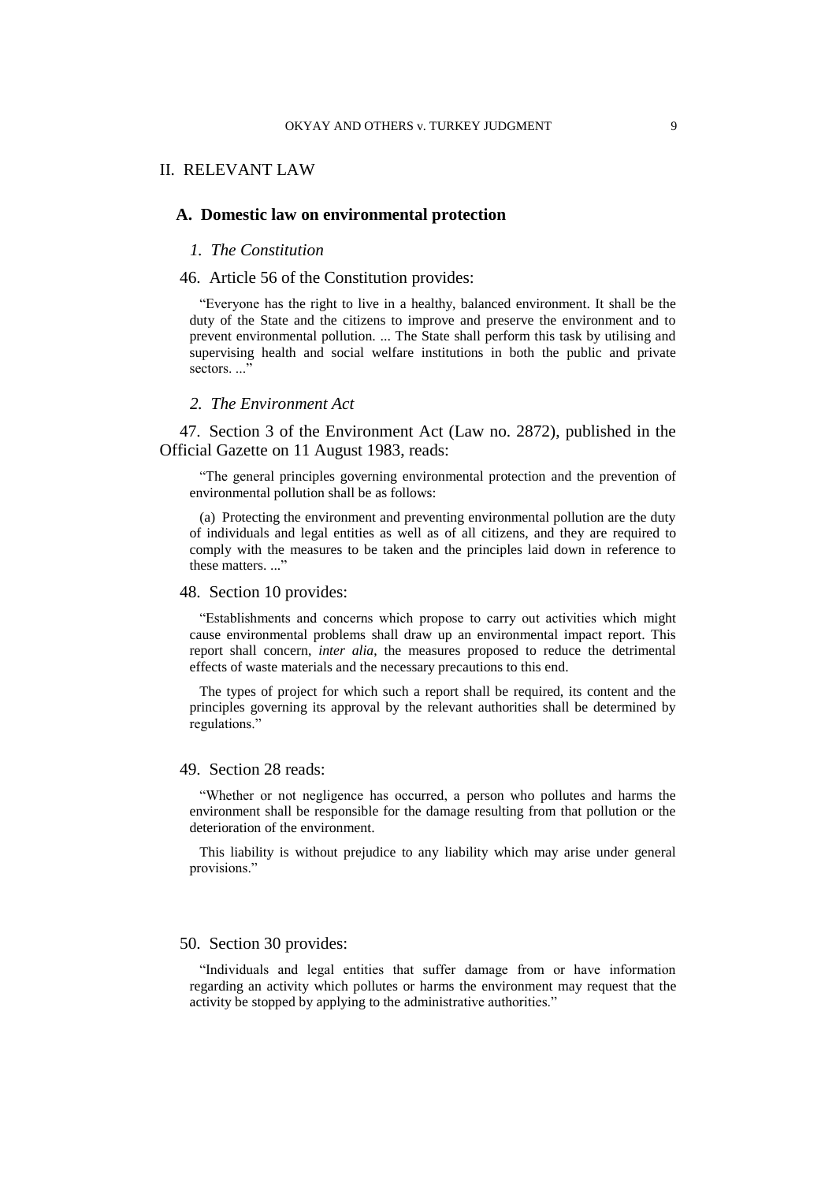## II. RELEVANT LAW

### A. Domestic law on environmental protection

#### *1. The Constitution*

46. Article 56 of the Constitution provides:

> "Everyone has the right to live in a healthy, balanced environment. It shall be the duty of the State and the citizens to improve and preserve the environment and to prevent environmental pollution. ... The State shall perform this task by utilising and supervising health and social welfare institutions in both the public and private sectors. ..."

#### *2. The Environment Act*

47. Section 3 of the Environment Act (Law no. 2872), published in the Official Gazette on 11 August 1983, reads:

> "The general principles governing environmental protection and the prevention of environmental pollution shall be as follows:
>
> (a) Protecting the environment and preventing environmental pollution are the duty of individuals and legal entities as well as of all citizens, and they are required to comply with the measures to be taken and the principles laid down in reference to these matters. ..."

48. Section 10 provides:

> "Establishments and concerns which propose to carry out activities which might cause environmental problems shall draw up an environmental impact report. This report shall concern, *inter alia*, the measures proposed to reduce the detrimental effects of waste materials and the necessary precautions to this end.
>
> The types of project for which such a report shall be required, its content and the principles governing its approval by the relevant authorities shall be determined by regulations."

49. Section 28 reads:

> "Whether or not negligence has occurred, a person who pollutes and harms the environment shall be responsible for the damage resulting from that pollution or the deterioration of the environment.
>
> This liability is without prejudice to any liability which may arise under general provisions."

50. Section 30 provides:

> "Individuals and legal entities that suffer damage from or have information regarding an activity which pollutes or harms the environment may request that the activity be stopped by applying to the administrative authorities."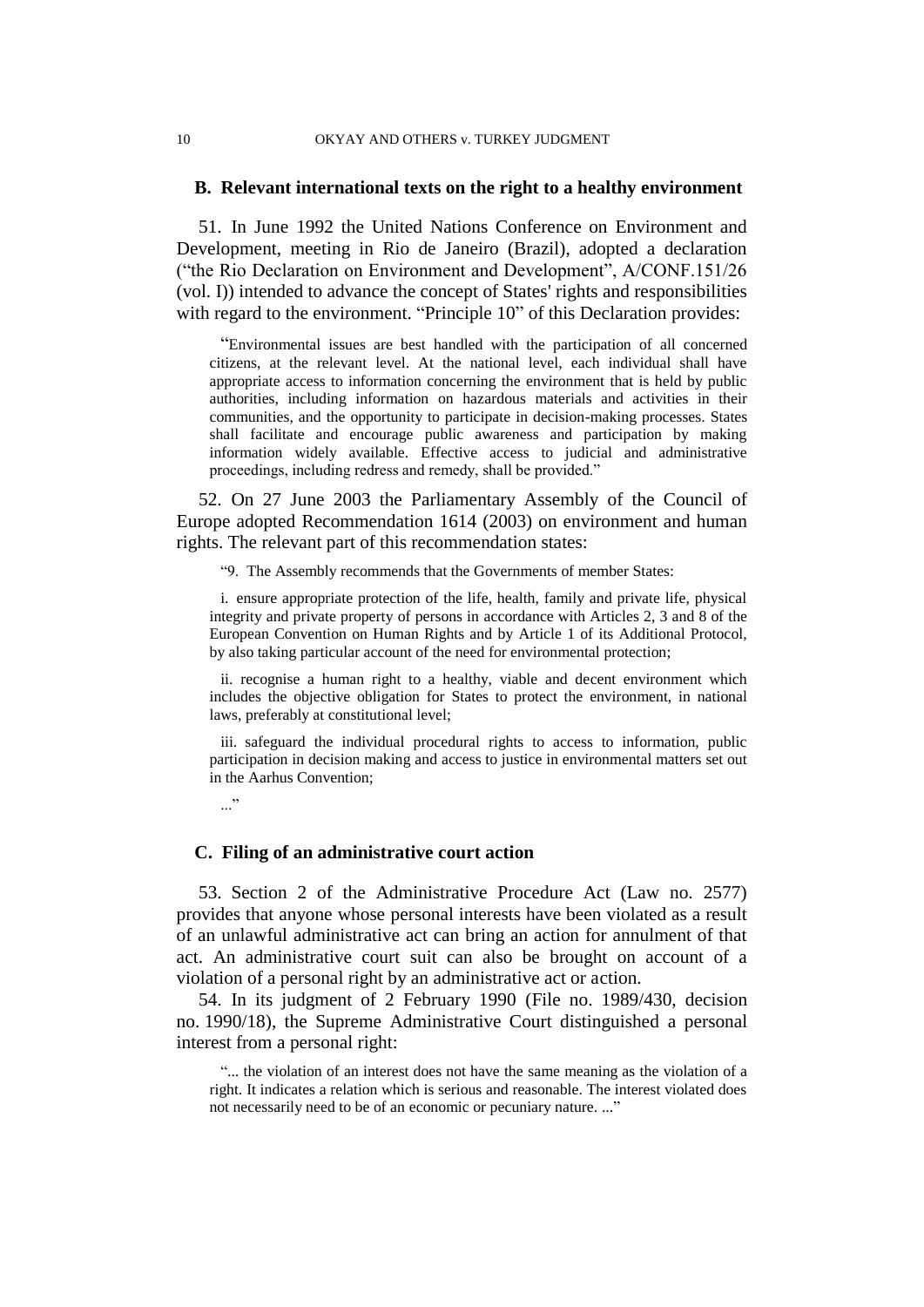## B. Relevant international texts on the right to a healthy environment

51. In June 1992 the United Nations Conference on Environment and Development, meeting in Rio de Janeiro (Brazil), adopted a declaration ("the Rio Declaration on Environment and Development", A/CONF.151/26 (vol. I)) intended to advance the concept of States' rights and responsibilities with regard to the environment. "Principle 10" of this Declaration provides:

> "Environmental issues are best handled with the participation of all concerned citizens, at the relevant level. At the national level, each individual shall have appropriate access to information concerning the environment that is held by public authorities, including information on hazardous materials and activities in their communities, and the opportunity to participate in decision-making processes. States shall facilitate and encourage public awareness and participation by making information widely available. Effective access to judicial and administrative proceedings, including redress and remedy, shall be provided."

52. On 27 June 2003 the Parliamentary Assembly of the Council of Europe adopted Recommendation 1614 (2003) on environment and human rights. The relevant part of this recommendation states:

> "9. The Assembly recommends that the Governments of member States:
>
> i. ensure appropriate protection of the life, health, family and private life, physical integrity and private property of persons in accordance with Articles 2, 3 and 8 of the European Convention on Human Rights and by Article 1 of its Additional Protocol, by also taking particular account of the need for environmental protection;
>
> ii. recognise a human right to a healthy, viable and decent environment which includes the objective obligation for States to protect the environment, in national laws, preferably at constitutional level;
>
> iii. safeguard the individual procedural rights to access to information, public participation in decision making and access to justice in environmental matters set out in the Aarhus Convention;
>
> ..."

## C. Filing of an administrative court action

53. Section 2 of the Administrative Procedure Act (Law no. 2577) provides that anyone whose personal interests have been violated as a result of an unlawful administrative act can bring an action for annulment of that act. An administrative court suit can also be brought on account of a violation of a personal right by an administrative act or action.

54. In its judgment of 2 February 1990 (File no. 1989/430, decision no. 1990/18), the Supreme Administrative Court distinguished a personal interest from a personal right:

> "... the violation of an interest does not have the same meaning as the violation of a right. It indicates a relation which is serious and reasonable. The interest violated does not necessarily need to be of an economic or pecuniary nature. ..."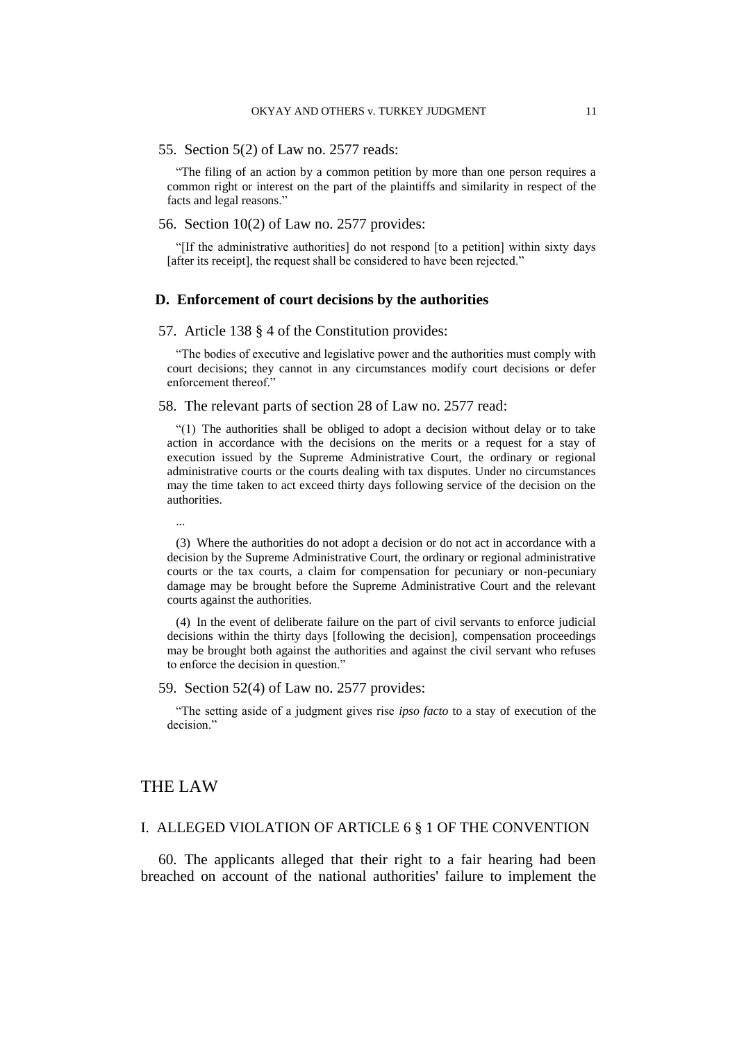55. Section 5(2) of Law no. 2577 reads:

> "The filing of an action by a common petition by more than one person requires a common right or interest on the part of the plaintiffs and similarity in respect of the facts and legal reasons."

56. Section 10(2) of Law no. 2577 provides:

> "[If the administrative authorities] do not respond [to a petition] within sixty days [after its receipt], the request shall be considered to have been rejected."

### D. Enforcement of court decisions by the authorities

57. Article 138 § 4 of the Constitution provides:

> "The bodies of executive and legislative power and the authorities must comply with court decisions; they cannot in any circumstances modify court decisions or defer enforcement thereof."

58. The relevant parts of section 28 of Law no. 2577 read:

> "(1) The authorities shall be obliged to adopt a decision without delay or to take action in accordance with the decisions on the merits or a request for a stay of execution issued by the Supreme Administrative Court, the ordinary or regional administrative courts or the courts dealing with tax disputes. Under no circumstances may the time taken to act exceed thirty days following service of the decision on the authorities.
>
> ...
>
> (3) Where the authorities do not adopt a decision or do not act in accordance with a decision by the Supreme Administrative Court, the ordinary or regional administrative courts or the tax courts, a claim for compensation for pecuniary or non-pecuniary damage may be brought before the Supreme Administrative Court and the relevant courts against the authorities.
>
> (4) In the event of deliberate failure on the part of civil servants to enforce judicial decisions within the thirty days [following the decision], compensation proceedings may be brought both against the authorities and against the civil servant who refuses to enforce the decision in question."

59. Section 52(4) of Law no. 2577 provides:

> "The setting aside of a judgment gives rise *ipso facto* to a stay of execution of the decision."

# THE LAW

## I. ALLEGED VIOLATION OF ARTICLE 6 § 1 OF THE CONVENTION

60. The applicants alleged that their right to a fair hearing had been breached on account of the national authorities' failure to implement the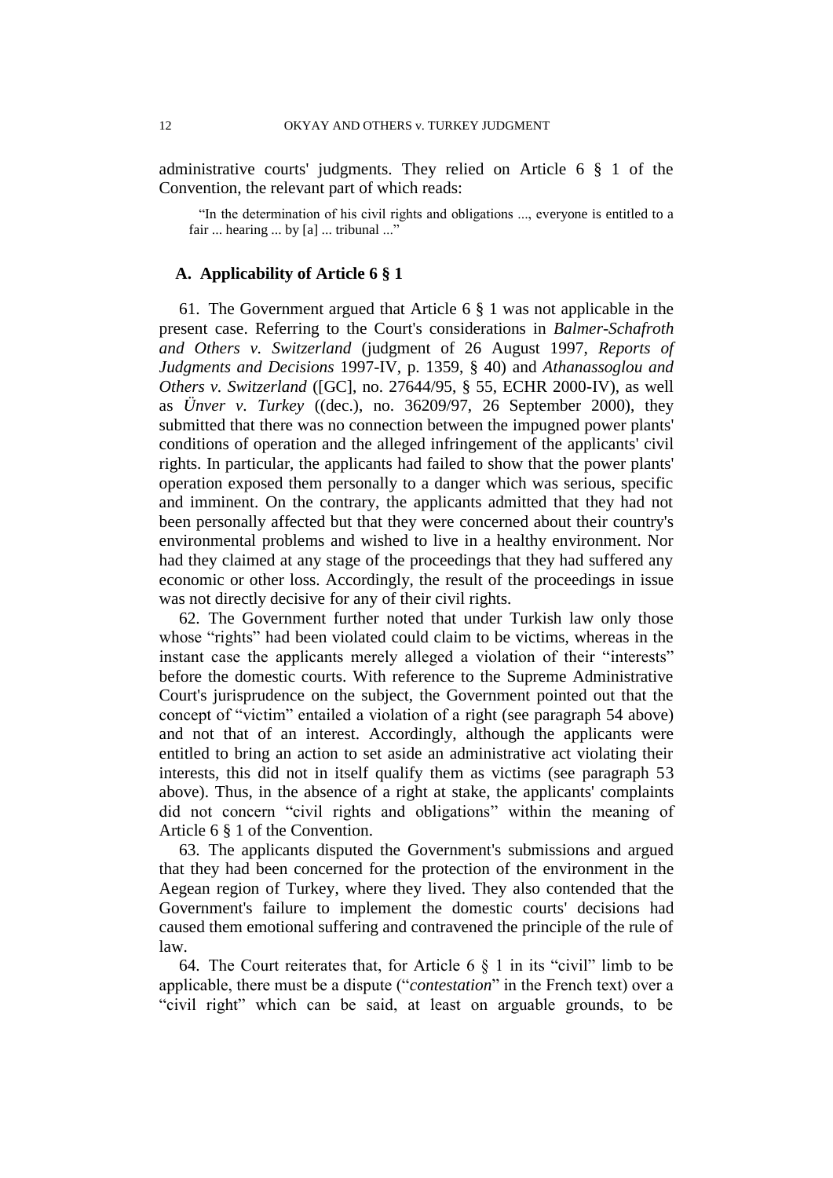administrative courts' judgments. They relied on Article 6 § 1 of the Convention, the relevant part of which reads:

> "In the determination of his civil rights and obligations ..., everyone is entitled to a fair ... hearing ... by [a] ... tribunal ..."

### A. Applicability of Article 6 § 1

61. The Government argued that Article 6 § 1 was not applicable in the present case. Referring to the Court's considerations in *Balmer-Schafroth and Others v. Switzerland* (judgment of 26 August 1997, *Reports of Judgments and Decisions* 1997-IV, p. 1359, § 40) and *Athanassoglou and Others v. Switzerland* ([GC], no. 27644/95, § 55, ECHR 2000-IV), as well as *Ünver v. Turkey* ((dec.), no. 36209/97, 26 September 2000), they submitted that there was no connection between the impugned power plants' conditions of operation and the alleged infringement of the applicants' civil rights. In particular, the applicants had failed to show that the power plants' operation exposed them personally to a danger which was serious, specific and imminent. On the contrary, the applicants admitted that they had not been personally affected but that they were concerned about their country's environmental problems and wished to live in a healthy environment. Nor had they claimed at any stage of the proceedings that they had suffered any economic or other loss. Accordingly, the result of the proceedings in issue was not directly decisive for any of their civil rights.

62. The Government further noted that under Turkish law only those whose "rights" had been violated could claim to be victims, whereas in the instant case the applicants merely alleged a violation of their "interests" before the domestic courts. With reference to the Supreme Administrative Court's jurisprudence on the subject, the Government pointed out that the concept of "victim" entailed a violation of a right (see paragraph 54 above) and not that of an interest. Accordingly, although the applicants were entitled to bring an action to set aside an administrative act violating their interests, this did not in itself qualify them as victims (see paragraph 53 above). Thus, in the absence of a right at stake, the applicants' complaints did not concern "civil rights and obligations" within the meaning of Article 6 § 1 of the Convention.

63. The applicants disputed the Government's submissions and argued that they had been concerned for the protection of the environment in the Aegean region of Turkey, where they lived. They also contended that the Government's failure to implement the domestic courts' decisions had caused them emotional suffering and contravened the principle of the rule of law.

64. The Court reiterates that, for Article 6 § 1 in its "civil" limb to be applicable, there must be a dispute ("*contestation*" in the French text) over a "civil right" which can be said, at least on arguable grounds, to be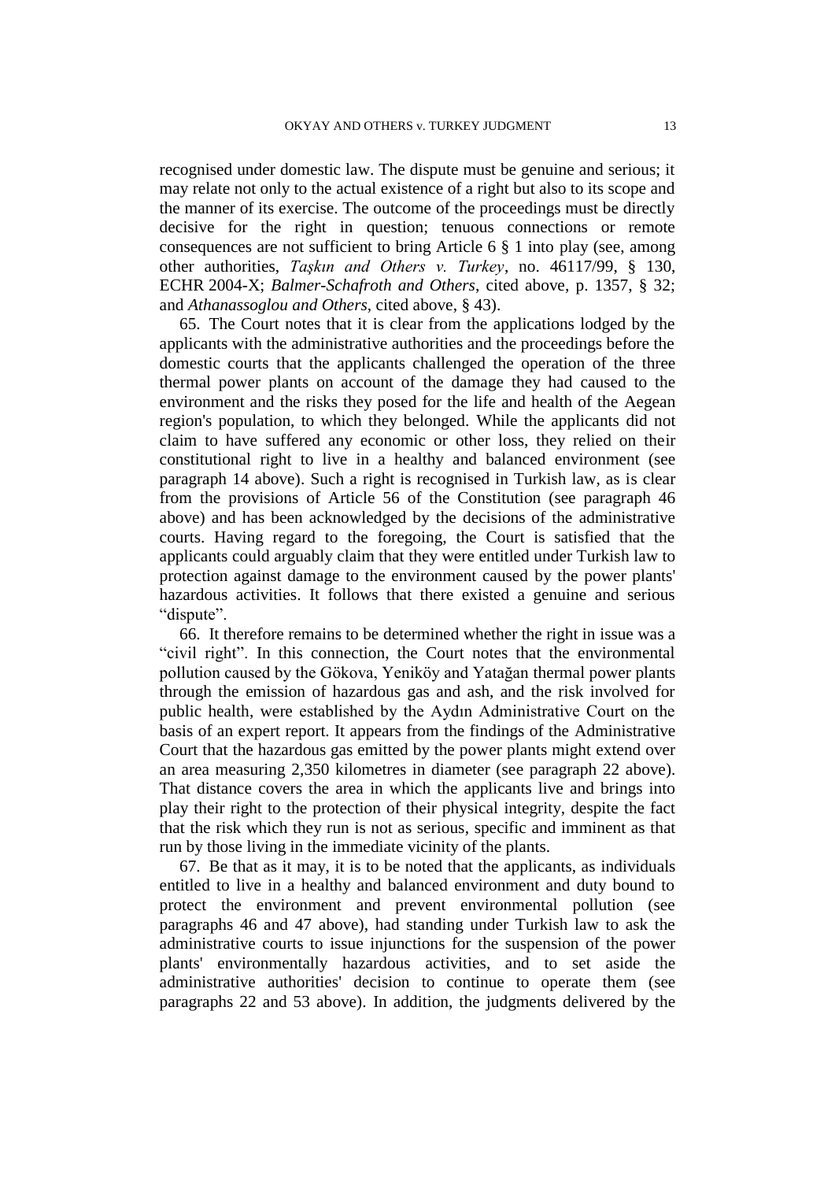recognised under domestic law. The dispute must be genuine and serious; it may relate not only to the actual existence of a right but also to its scope and the manner of its exercise. The outcome of the proceedings must be directly decisive for the right in question; tenuous connections or remote consequences are not sufficient to bring Article 6 § 1 into play (see, among other authorities, *Taşkın and Others v. Turkey*, no. 46117/99, § 130, ECHR 2004-X; *Balmer-Schafroth and Others*, cited above, p. 1357, § 32; and *Athanassoglou and Others*, cited above, § 43).

65. The Court notes that it is clear from the applications lodged by the applicants with the administrative authorities and the proceedings before the domestic courts that the applicants challenged the operation of the three thermal power plants on account of the damage they had caused to the environment and the risks they posed for the life and health of the Aegean region's population, to which they belonged. While the applicants did not claim to have suffered any economic or other loss, they relied on their constitutional right to live in a healthy and balanced environment (see paragraph 14 above). Such a right is recognised in Turkish law, as is clear from the provisions of Article 56 of the Constitution (see paragraph 46 above) and has been acknowledged by the decisions of the administrative courts. Having regard to the foregoing, the Court is satisfied that the applicants could arguably claim that they were entitled under Turkish law to protection against damage to the environment caused by the power plants' hazardous activities. It follows that there existed a genuine and serious "dispute".

66. It therefore remains to be determined whether the right in issue was a "civil right". In this connection, the Court notes that the environmental pollution caused by the Gökova, Yeniköy and Yatağan thermal power plants through the emission of hazardous gas and ash, and the risk involved for public health, were established by the Aydın Administrative Court on the basis of an expert report. It appears from the findings of the Administrative Court that the hazardous gas emitted by the power plants might extend over an area measuring 2,350 kilometres in diameter (see paragraph 22 above). That distance covers the area in which the applicants live and brings into play their right to the protection of their physical integrity, despite the fact that the risk which they run is not as serious, specific and imminent as that run by those living in the immediate vicinity of the plants.

67. Be that as it may, it is to be noted that the applicants, as individuals entitled to live in a healthy and balanced environment and duty bound to protect the environment and prevent environmental pollution (see paragraphs 46 and 47 above), had standing under Turkish law to ask the administrative courts to issue injunctions for the suspension of the power plants' environmentally hazardous activities, and to set aside the administrative authorities' decision to continue to operate them (see paragraphs 22 and 53 above). In addition, the judgments delivered by the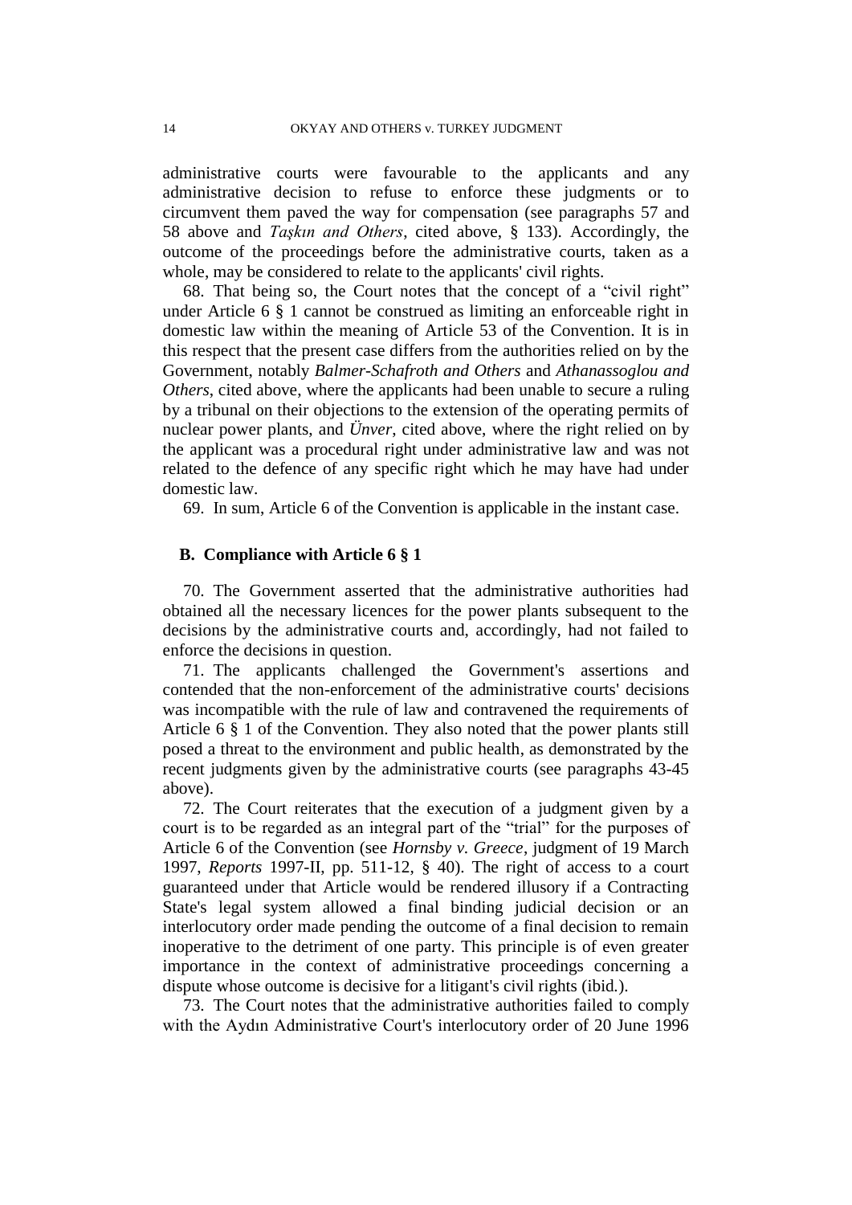administrative courts were favourable to the applicants and any administrative decision to refuse to enforce these judgments or to circumvent them paved the way for compensation (see paragraphs 57 and 58 above and *Taşkın and Others*, cited above, § 133). Accordingly, the outcome of the proceedings before the administrative courts, taken as a whole, may be considered to relate to the applicants' civil rights.

68. That being so, the Court notes that the concept of a "civil right" under Article 6 § 1 cannot be construed as limiting an enforceable right in domestic law within the meaning of Article 53 of the Convention. It is in this respect that the present case differs from the authorities relied on by the Government, notably *Balmer-Schafroth and Others* and *Athanassoglou and Others*, cited above, where the applicants had been unable to secure a ruling by a tribunal on their objections to the extension of the operating permits of nuclear power plants, and *Ünver*, cited above, where the right relied on by the applicant was a procedural right under administrative law and was not related to the defence of any specific right which he may have had under domestic law.

69. In sum, Article 6 of the Convention is applicable in the instant case.

### B. Compliance with Article 6 § 1

70. The Government asserted that the administrative authorities had obtained all the necessary licences for the power plants subsequent to the decisions by the administrative courts and, accordingly, had not failed to enforce the decisions in question.

71. The applicants challenged the Government's assertions and contended that the non-enforcement of the administrative courts' decisions was incompatible with the rule of law and contravened the requirements of Article 6 § 1 of the Convention. They also noted that the power plants still posed a threat to the environment and public health, as demonstrated by the recent judgments given by the administrative courts (see paragraphs 43-45 above).

72. The Court reiterates that the execution of a judgment given by a court is to be regarded as an integral part of the "trial" for the purposes of Article 6 of the Convention (see *Hornsby v. Greece*, judgment of 19 March 1997, *Reports* 1997-II, pp. 511-12, § 40). The right of access to a court guaranteed under that Article would be rendered illusory if a Contracting State's legal system allowed a final binding judicial decision or an interlocutory order made pending the outcome of a final decision to remain inoperative to the detriment of one party. This principle is of even greater importance in the context of administrative proceedings concerning a dispute whose outcome is decisive for a litigant's civil rights (ibid.).

73. The Court notes that the administrative authorities failed to comply with the Aydın Administrative Court's interlocutory order of 20 June 1996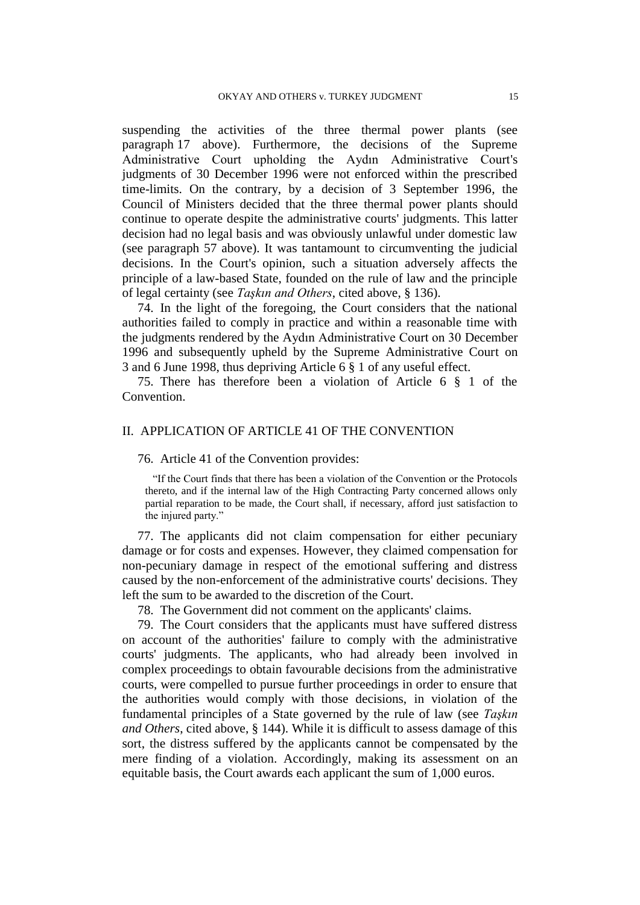suspending the activities of the three thermal power plants (see paragraph 17 above). Furthermore, the decisions of the Supreme Administrative Court upholding the Aydın Administrative Court's judgments of 30 December 1996 were not enforced within the prescribed time-limits. On the contrary, by a decision of 3 September 1996, the Council of Ministers decided that the three thermal power plants should continue to operate despite the administrative courts' judgments. This latter decision had no legal basis and was obviously unlawful under domestic law (see paragraph 57 above). It was tantamount to circumventing the judicial decisions. In the Court's opinion, such a situation adversely affects the principle of a law-based State, founded on the rule of law and the principle of legal certainty (see *Taşkın and Others*, cited above, § 136).

74. In the light of the foregoing, the Court considers that the national authorities failed to comply in practice and within a reasonable time with the judgments rendered by the Aydın Administrative Court on 30 December 1996 and subsequently upheld by the Supreme Administrative Court on 3 and 6 June 1998, thus depriving Article 6 § 1 of any useful effect.

75. There has therefore been a violation of Article 6 § 1 of the Convention.

## II. APPLICATION OF ARTICLE 41 OF THE CONVENTION

76. Article 41 of the Convention provides:

> "If the Court finds that there has been a violation of the Convention or the Protocols thereto, and if the internal law of the High Contracting Party concerned allows only partial reparation to be made, the Court shall, if necessary, afford just satisfaction to the injured party."

77. The applicants did not claim compensation for either pecuniary damage or for costs and expenses. However, they claimed compensation for non-pecuniary damage in respect of the emotional suffering and distress caused by the non-enforcement of the administrative courts' decisions. They left the sum to be awarded to the discretion of the Court.

78. The Government did not comment on the applicants' claims.

79. The Court considers that the applicants must have suffered distress on account of the authorities' failure to comply with the administrative courts' judgments. The applicants, who had already been involved in complex proceedings to obtain favourable decisions from the administrative courts, were compelled to pursue further proceedings in order to ensure that the authorities would comply with those decisions, in violation of the fundamental principles of a State governed by the rule of law (see *Taşkın and Others*, cited above, § 144). While it is difficult to assess damage of this sort, the distress suffered by the applicants cannot be compensated by the mere finding of a violation. Accordingly, making its assessment on an equitable basis, the Court awards each applicant the sum of 1,000 euros.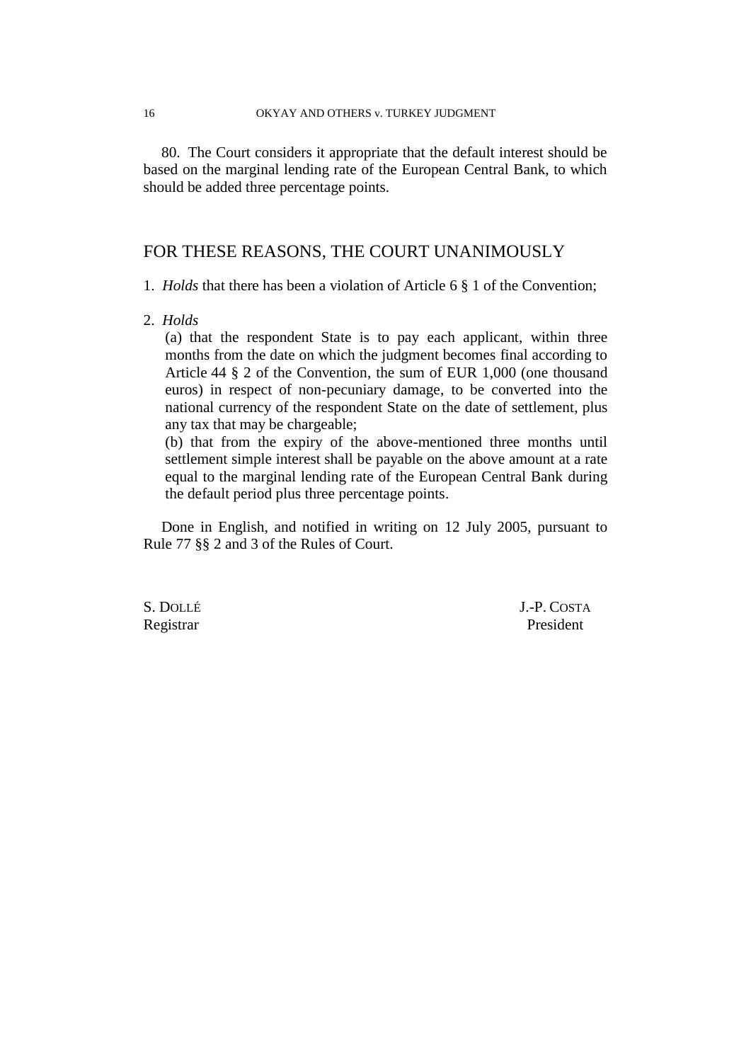80. The Court considers it appropriate that the default interest should be based on the marginal lending rate of the European Central Bank, to which should be added three percentage points.

## FOR THESE REASONS, THE COURT UNANIMOUSLY

1. *Holds* that there has been a violation of Article 6 § 1 of the Convention;

2. *Holds*

(a) that the respondent State is to pay each applicant, within three months from the date on which the judgment becomes final according to Article 44 § 2 of the Convention, the sum of EUR 1,000 (one thousand euros) in respect of non-pecuniary damage, to be converted into the national currency of the respondent State on the date of settlement, plus any tax that may be chargeable;

(b) that from the expiry of the above-mentioned three months until settlement simple interest shall be payable on the above amount at a rate equal to the marginal lending rate of the European Central Bank during the default period plus three percentage points.

Done in English, and notified in writing on 12 July 2005, pursuant to Rule 77 §§ 2 and 3 of the Rules of Court.

S. DOLLÉ
Registrar

J.-P. COSTA
President